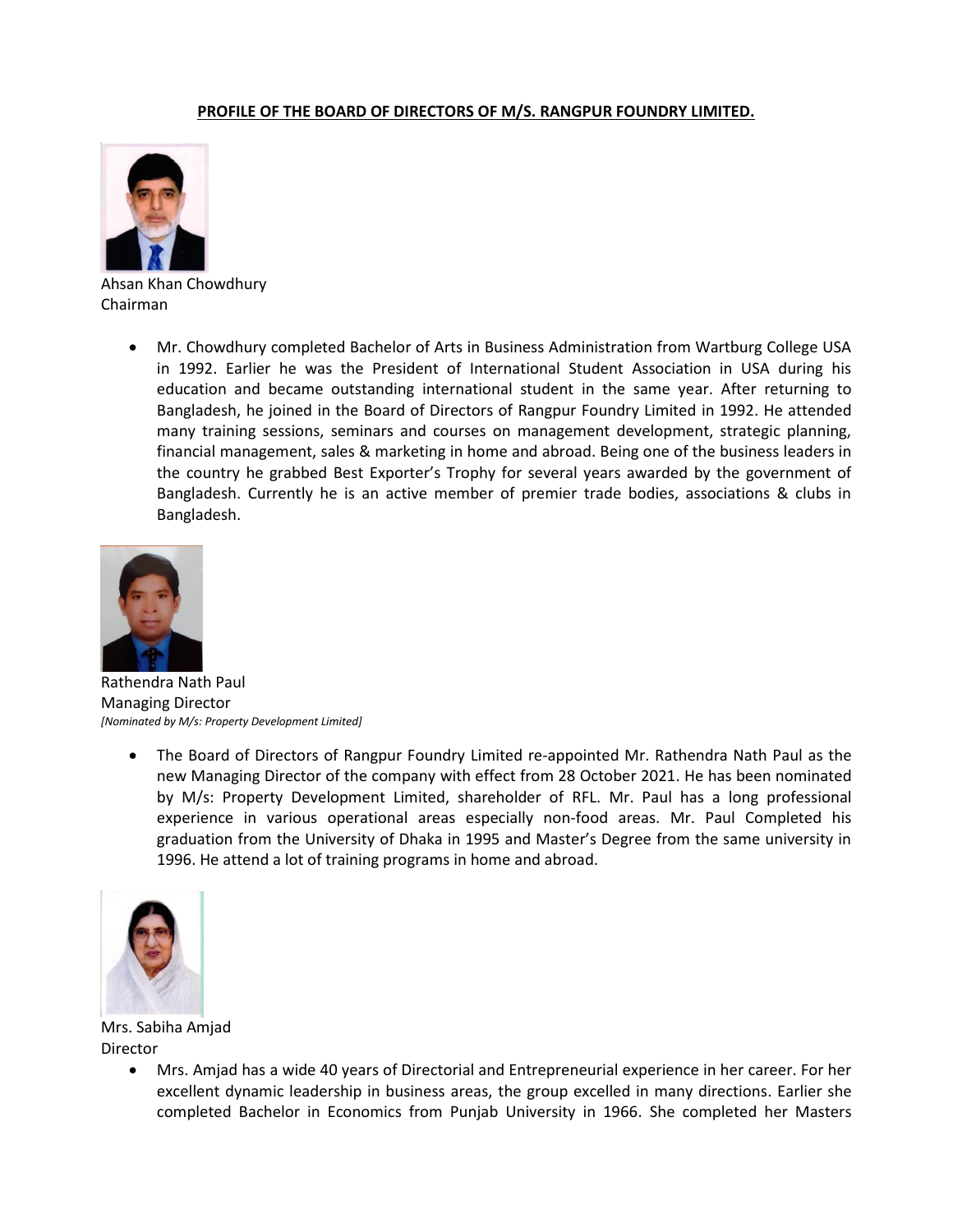**PROFILE OF THE BOARD OF DIRECTORS OF M/S. RANGPUR FOUNDRY LIMITED.**

Ahsan Khan Chowdhury
Chairman

- Mr. Chowdhury completed Bachelor of Arts in Business Administration from Wartburg College USA in 1992. Earlier he was the President of International Student Association in USA during his education and became outstanding international student in the same year. After returning to Bangladesh, he joined in the Board of Directors of Rangpur Foundry Limited in 1992. He attended many training sessions, seminars and courses on management development, strategic planning, financial management, sales & marketing in home and abroad. Being one of the business leaders in the country he grabbed Best Exporter's Trophy for several years awarded by the government of Bangladesh. Currently he is an active member of premier trade bodies, associations & clubs in Bangladesh.

Rathendra Nath Paul
Managing Director
*[Nominated by M/s: Property Development Limited]*

- The Board of Directors of Rangpur Foundry Limited re-appointed Mr. Rathendra Nath Paul as the new Managing Director of the company with effect from 28 October 2021. He has been nominated by M/s: Property Development Limited, shareholder of RFL. Mr. Paul has a long professional experience in various operational areas especially non-food areas. Mr. Paul Completed his graduation from the University of Dhaka in 1995 and Master's Degree from the same university in 1996. He attend a lot of training programs in home and abroad.

Mrs. Sabiha Amjad
Director

- Mrs. Amjad has a wide 40 years of Directorial and Entrepreneurial experience in her career. For her excellent dynamic leadership in business areas, the group excelled in many directions. Earlier she completed Bachelor in Economics from Punjab University in 1966. She completed her Masters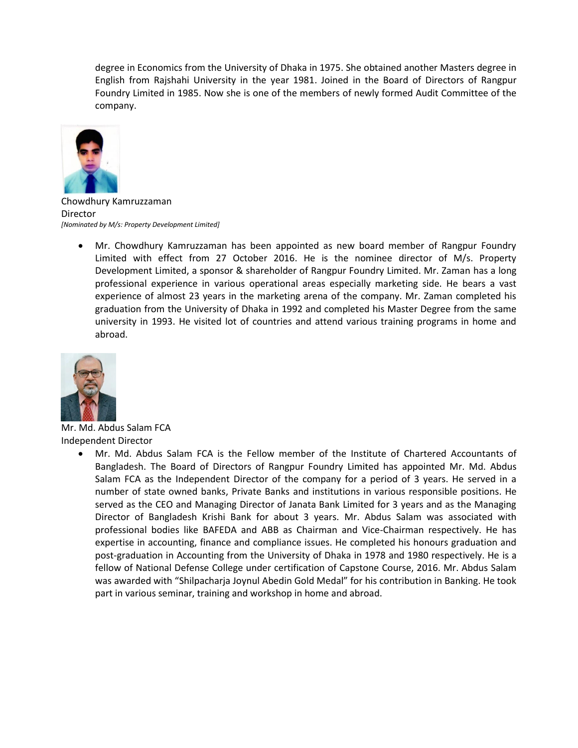degree in Economics from the University of Dhaka in 1975. She obtained another Masters degree in English from Rajshahi University in the year 1981. Joined in the Board of Directors of Rangpur Foundry Limited in 1985. Now she is one of the members of newly formed Audit Committee of the company.

Chowdhury Kamruzzaman
Director
*[Nominated by M/s: Property Development Limited]*

- Mr. Chowdhury Kamruzzaman has been appointed as new board member of Rangpur Foundry Limited with effect from 27 October 2016. He is the nominee director of M/s. Property Development Limited, a sponsor & shareholder of Rangpur Foundry Limited. Mr. Zaman has a long professional experience in various operational areas especially marketing side. He bears a vast experience of almost 23 years in the marketing arena of the company. Mr. Zaman completed his graduation from the University of Dhaka in 1992 and completed his Master Degree from the same university in 1993. He visited lot of countries and attend various training programs in home and abroad.

Mr. Md. Abdus Salam FCA
Independent Director

- Mr. Md. Abdus Salam FCA is the Fellow member of the Institute of Chartered Accountants of Bangladesh. The Board of Directors of Rangpur Foundry Limited has appointed Mr. Md. Abdus Salam FCA as the Independent Director of the company for a period of 3 years. He served in a number of state owned banks, Private Banks and institutions in various responsible positions. He served as the CEO and Managing Director of Janata Bank Limited for 3 years and as the Managing Director of Bangladesh Krishi Bank for about 3 years. Mr. Abdus Salam was associated with professional bodies like BAFEDA and ABB as Chairman and Vice-Chairman respectively. He has expertise in accounting, finance and compliance issues. He completed his honours graduation and post-graduation in Accounting from the University of Dhaka in 1978 and 1980 respectively. He is a fellow of National Defense College under certification of Capstone Course, 2016. Mr. Abdus Salam was awarded with "Shilpacharja Joynul Abedin Gold Medal" for his contribution in Banking. He took part in various seminar, training and workshop in home and abroad.